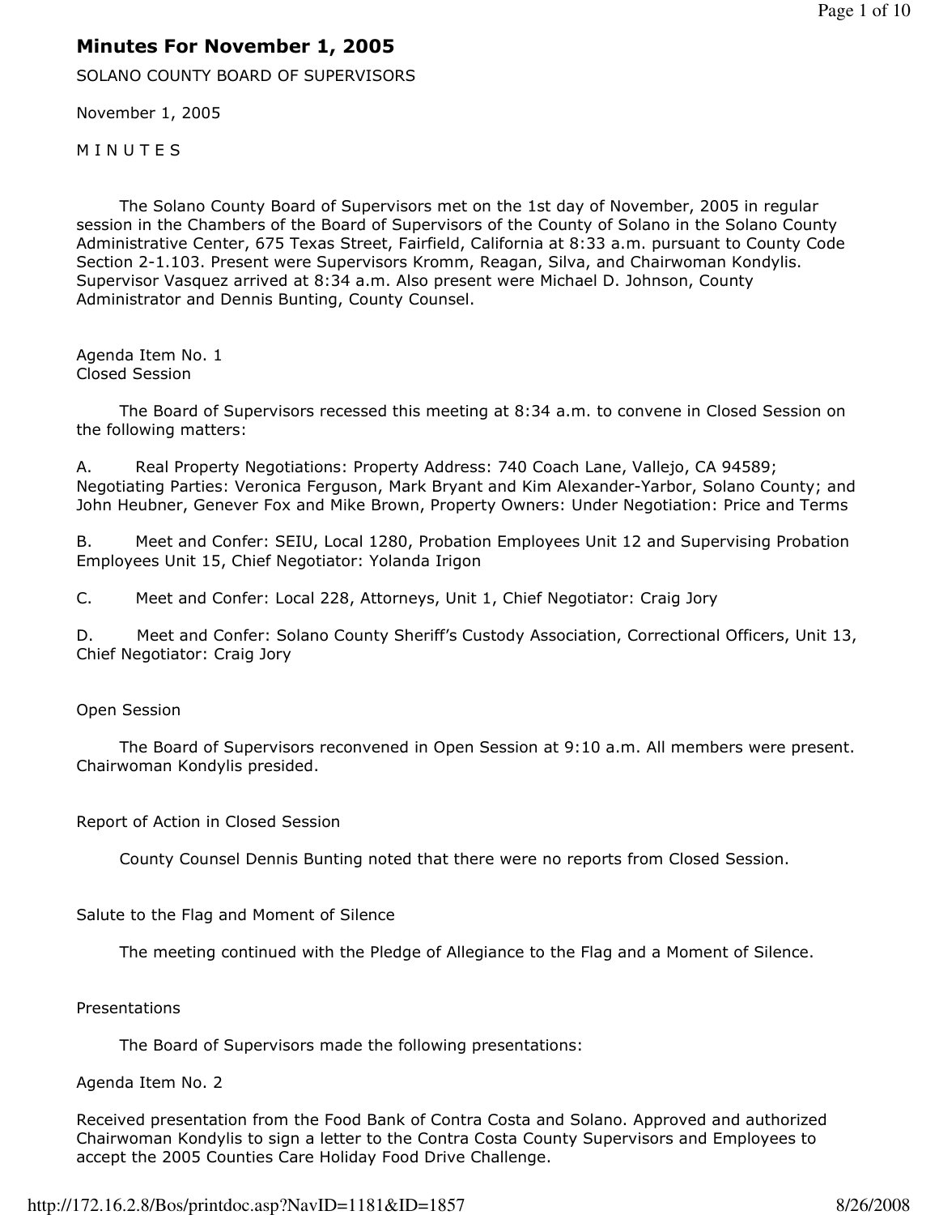# Minutes For November 1, 2005

SOLANO COUNTY BOARD OF SUPERVISORS

November 1, 2005

M I N U T E S

The Solano County Board of Supervisors met on the 1st day of November, 2005 in regular session in the Chambers of the Board of Supervisors of the County of Solano in the Solano County Administrative Center, 675 Texas Street, Fairfield, California at 8:33 a.m. pursuant to County Code Section 2-1.103. Present were Supervisors Kromm, Reagan, Silva, and Chairwoman Kondylis. Supervisor Vasquez arrived at 8:34 a.m. Also present were Michael D. Johnson, County Administrator and Dennis Bunting, County Counsel.

Agenda Item No. 1
Closed Session

The Board of Supervisors recessed this meeting at 8:34 a.m. to convene in Closed Session on the following matters:

A. Real Property Negotiations: Property Address: 740 Coach Lane, Vallejo, CA 94589; Negotiating Parties: Veronica Ferguson, Mark Bryant and Kim Alexander-Yarbor, Solano County; and John Heubner, Genever Fox and Mike Brown, Property Owners: Under Negotiation: Price and Terms

B. Meet and Confer: SEIU, Local 1280, Probation Employees Unit 12 and Supervising Probation Employees Unit 15, Chief Negotiator: Yolanda Irigon

C. Meet and Confer: Local 228, Attorneys, Unit 1, Chief Negotiator: Craig Jory

D. Meet and Confer: Solano County Sheriff's Custody Association, Correctional Officers, Unit 13, Chief Negotiator: Craig Jory

Open Session

The Board of Supervisors reconvened in Open Session at 9:10 a.m. All members were present. Chairwoman Kondylis presided.

Report of Action in Closed Session

County Counsel Dennis Bunting noted that there were no reports from Closed Session.

Salute to the Flag and Moment of Silence

The meeting continued with the Pledge of Allegiance to the Flag and a Moment of Silence.

Presentations

The Board of Supervisors made the following presentations:

Agenda Item No. 2

Received presentation from the Food Bank of Contra Costa and Solano. Approved and authorized Chairwoman Kondylis to sign a letter to the Contra Costa County Supervisors and Employees to accept the 2005 Counties Care Holiday Food Drive Challenge.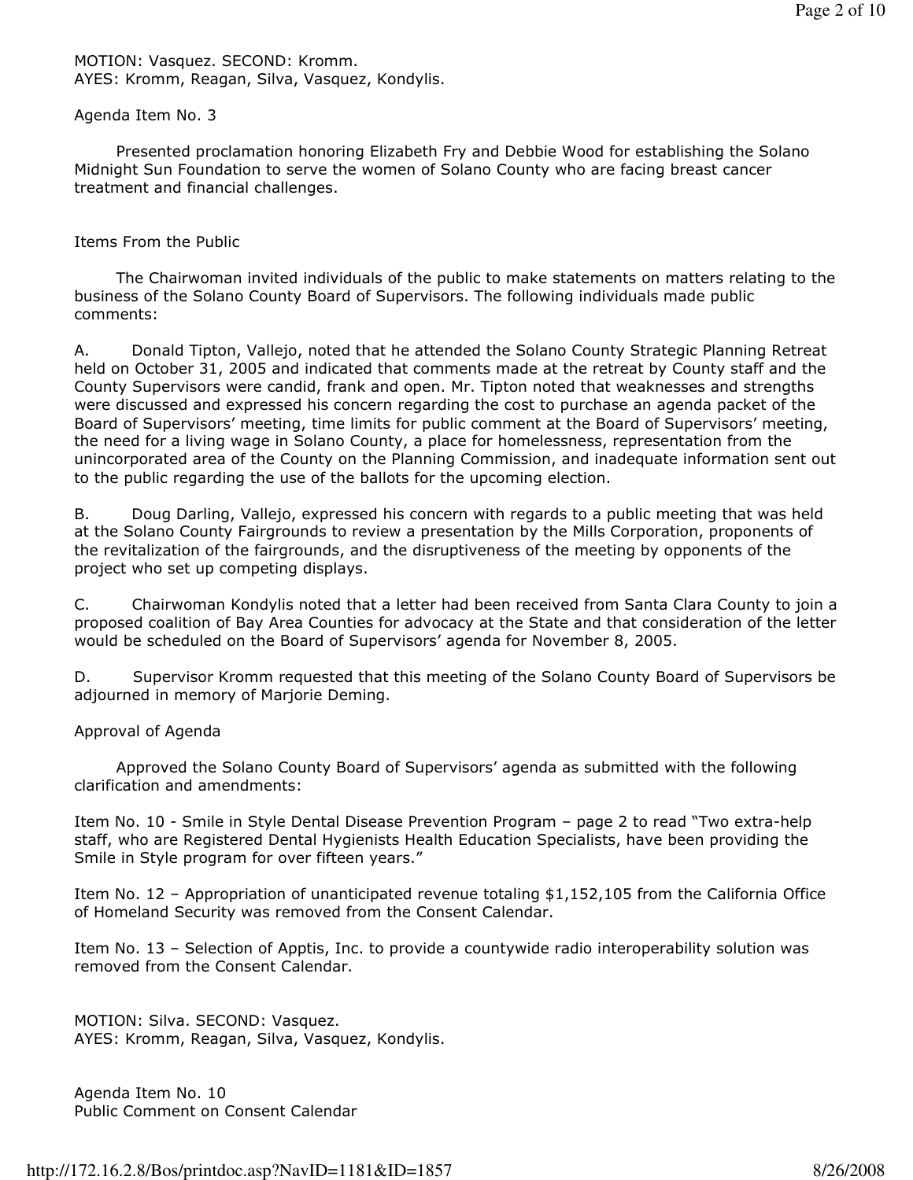MOTION: Vasquez. SECOND: Kromm.
AYES: Kromm, Reagan, Silva, Vasquez, Kondylis.

Agenda Item No. 3

Presented proclamation honoring Elizabeth Fry and Debbie Wood for establishing the Solano Midnight Sun Foundation to serve the women of Solano County who are facing breast cancer treatment and financial challenges.

Items From the Public

The Chairwoman invited individuals of the public to make statements on matters relating to the business of the Solano County Board of Supervisors. The following individuals made public comments:

A. Donald Tipton, Vallejo, noted that he attended the Solano County Strategic Planning Retreat held on October 31, 2005 and indicated that comments made at the retreat by County staff and the County Supervisors were candid, frank and open. Mr. Tipton noted that weaknesses and strengths were discussed and expressed his concern regarding the cost to purchase an agenda packet of the Board of Supervisors' meeting, time limits for public comment at the Board of Supervisors' meeting, the need for a living wage in Solano County, a place for homelessness, representation from the unincorporated area of the County on the Planning Commission, and inadequate information sent out to the public regarding the use of the ballots for the upcoming election.

B. Doug Darling, Vallejo, expressed his concern with regards to a public meeting that was held at the Solano County Fairgrounds to review a presentation by the Mills Corporation, proponents of the revitalization of the fairgrounds, and the disruptiveness of the meeting by opponents of the project who set up competing displays.

C. Chairwoman Kondylis noted that a letter had been received from Santa Clara County to join a proposed coalition of Bay Area Counties for advocacy at the State and that consideration of the letter would be scheduled on the Board of Supervisors' agenda for November 8, 2005.

D. Supervisor Kromm requested that this meeting of the Solano County Board of Supervisors be adjourned in memory of Marjorie Deming.

Approval of Agenda

Approved the Solano County Board of Supervisors' agenda as submitted with the following clarification and amendments:

Item No. 10 - Smile in Style Dental Disease Prevention Program – page 2 to read "Two extra-help staff, who are Registered Dental Hygienists Health Education Specialists, have been providing the Smile in Style program for over fifteen years."

Item No. 12 – Appropriation of unanticipated revenue totaling $1,152,105 from the California Office of Homeland Security was removed from the Consent Calendar.

Item No. 13 – Selection of Apptis, Inc. to provide a countywide radio interoperability solution was removed from the Consent Calendar.

MOTION: Silva. SECOND: Vasquez.
AYES: Kromm, Reagan, Silva, Vasquez, Kondylis.

Agenda Item No. 10
Public Comment on Consent Calendar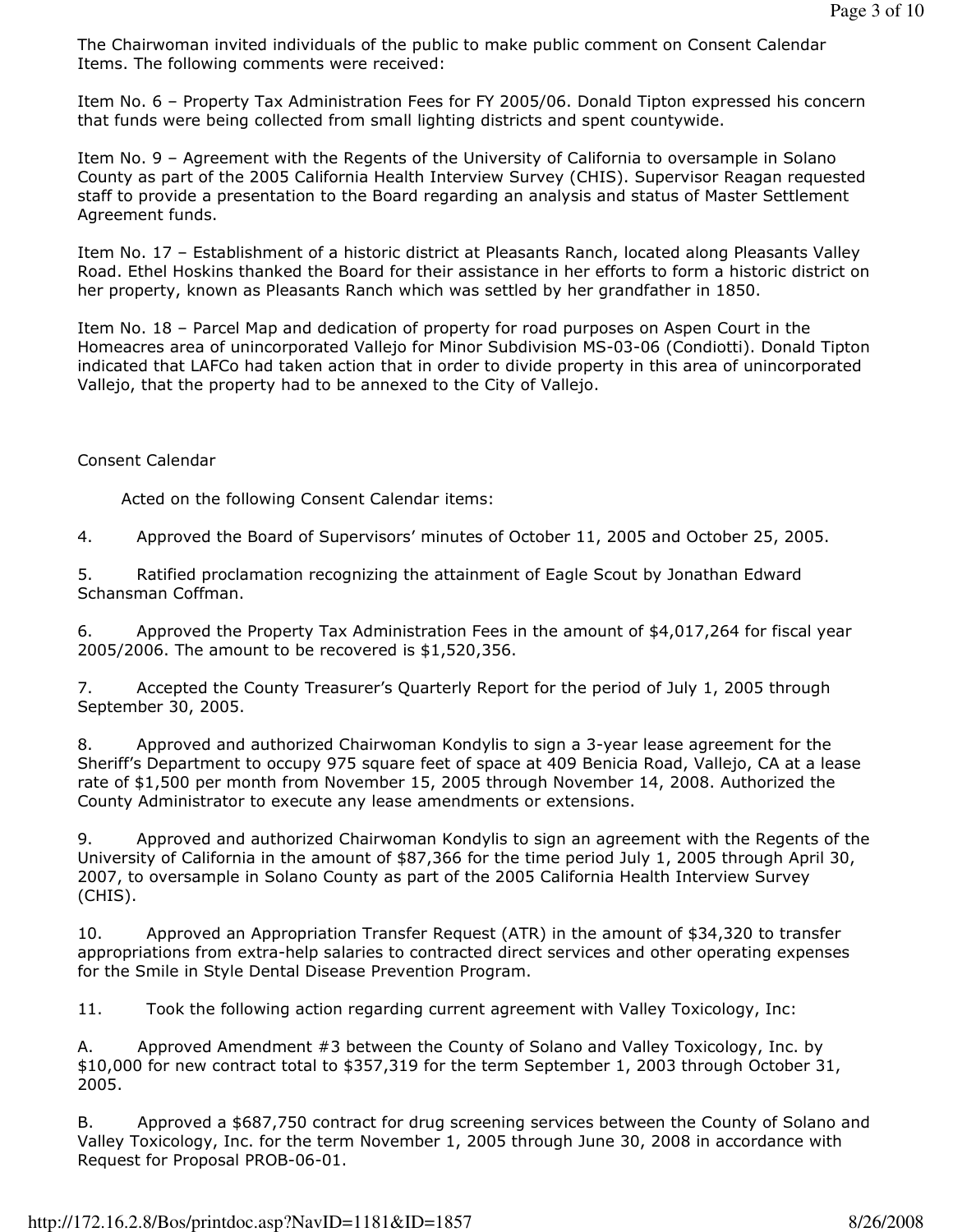The Chairwoman invited individuals of the public to make public comment on Consent Calendar Items. The following comments were received:

Item No. 6 – Property Tax Administration Fees for FY 2005/06. Donald Tipton expressed his concern that funds were being collected from small lighting districts and spent countywide.

Item No. 9 – Agreement with the Regents of the University of California to oversample in Solano County as part of the 2005 California Health Interview Survey (CHIS). Supervisor Reagan requested staff to provide a presentation to the Board regarding an analysis and status of Master Settlement Agreement funds.

Item No. 17 – Establishment of a historic district at Pleasants Ranch, located along Pleasants Valley Road. Ethel Hoskins thanked the Board for their assistance in her efforts to form a historic district on her property, known as Pleasants Ranch which was settled by her grandfather in 1850.

Item No. 18 – Parcel Map and dedication of property for road purposes on Aspen Court in the Homeacres area of unincorporated Vallejo for Minor Subdivision MS-03-06 (Condiotti). Donald Tipton indicated that LAFCo had taken action that in order to divide property in this area of unincorporated Vallejo, that the property had to be annexed to the City of Vallejo.

Consent Calendar

Acted on the following Consent Calendar items:

4. Approved the Board of Supervisors' minutes of October 11, 2005 and October 25, 2005.

5. Ratified proclamation recognizing the attainment of Eagle Scout by Jonathan Edward Schansman Coffman.

6. Approved the Property Tax Administration Fees in the amount of $4,017,264 for fiscal year 2005/2006. The amount to be recovered is $1,520,356.

7. Accepted the County Treasurer's Quarterly Report for the period of July 1, 2005 through September 30, 2005.

8. Approved and authorized Chairwoman Kondylis to sign a 3-year lease agreement for the Sheriff's Department to occupy 975 square feet of space at 409 Benicia Road, Vallejo, CA at a lease rate of $1,500 per month from November 15, 2005 through November 14, 2008. Authorized the County Administrator to execute any lease amendments or extensions.

9. Approved and authorized Chairwoman Kondylis to sign an agreement with the Regents of the University of California in the amount of $87,366 for the time period July 1, 2005 through April 30, 2007, to oversample in Solano County as part of the 2005 California Health Interview Survey (CHIS).

10. Approved an Appropriation Transfer Request (ATR) in the amount of $34,320 to transfer appropriations from extra-help salaries to contracted direct services and other operating expenses for the Smile in Style Dental Disease Prevention Program.

11. Took the following action regarding current agreement with Valley Toxicology, Inc:

A. Approved Amendment #3 between the County of Solano and Valley Toxicology, Inc. by $10,000 for new contract total to $357,319 for the term September 1, 2003 through October 31, 2005.

B. Approved a $687,750 contract for drug screening services between the County of Solano and Valley Toxicology, Inc. for the term November 1, 2005 through June 30, 2008 in accordance with Request for Proposal PROB-06-01.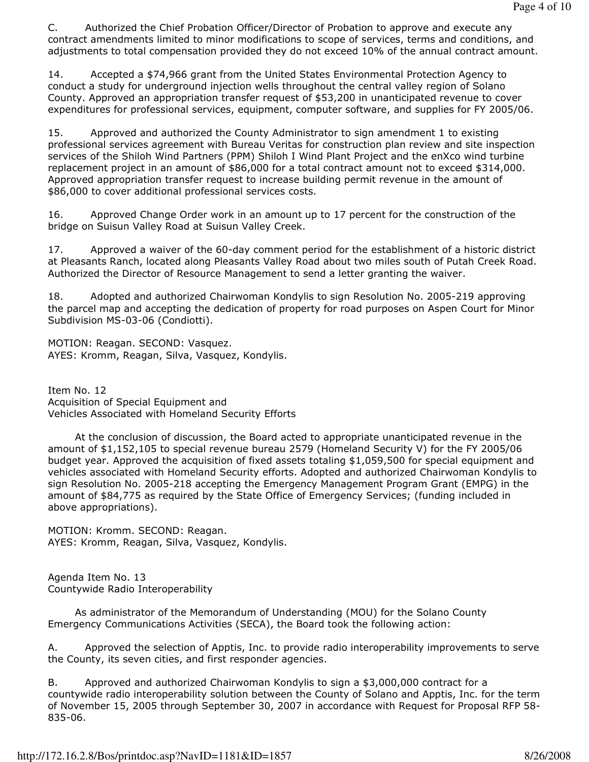C. Authorized the Chief Probation Officer/Director of Probation to approve and execute any contract amendments limited to minor modifications to scope of services, terms and conditions, and adjustments to total compensation provided they do not exceed 10% of the annual contract amount.

14. Accepted a $74,966 grant from the United States Environmental Protection Agency to conduct a study for underground injection wells throughout the central valley region of Solano County. Approved an appropriation transfer request of $53,200 in unanticipated revenue to cover expenditures for professional services, equipment, computer software, and supplies for FY 2005/06.

15. Approved and authorized the County Administrator to sign amendment 1 to existing professional services agreement with Bureau Veritas for construction plan review and site inspection services of the Shiloh Wind Partners (PPM) Shiloh I Wind Plant Project and the enXco wind turbine replacement project in an amount of $86,000 for a total contract amount not to exceed $314,000. Approved appropriation transfer request to increase building permit revenue in the amount of $86,000 to cover additional professional services costs.

16. Approved Change Order work in an amount up to 17 percent for the construction of the bridge on Suisun Valley Road at Suisun Valley Creek.

17. Approved a waiver of the 60-day comment period for the establishment of a historic district at Pleasants Ranch, located along Pleasants Valley Road about two miles south of Putah Creek Road. Authorized the Director of Resource Management to send a letter granting the waiver.

18. Adopted and authorized Chairwoman Kondylis to sign Resolution No. 2005-219 approving the parcel map and accepting the dedication of property for road purposes on Aspen Court for Minor Subdivision MS-03-06 (Condiotti).

MOTION: Reagan. SECOND: Vasquez.
AYES: Kromm, Reagan, Silva, Vasquez, Kondylis.

Item No. 12
Acquisition of Special Equipment and
Vehicles Associated with Homeland Security Efforts

At the conclusion of discussion, the Board acted to appropriate unanticipated revenue in the amount of $1,152,105 to special revenue bureau 2579 (Homeland Security V) for the FY 2005/06 budget year. Approved the acquisition of fixed assets totaling $1,059,500 for special equipment and vehicles associated with Homeland Security efforts. Adopted and authorized Chairwoman Kondylis to sign Resolution No. 2005-218 accepting the Emergency Management Program Grant (EMPG) in the amount of $84,775 as required by the State Office of Emergency Services; (funding included in above appropriations).

MOTION: Kromm. SECOND: Reagan.
AYES: Kromm, Reagan, Silva, Vasquez, Kondylis.

Agenda Item No. 13
Countywide Radio Interoperability

As administrator of the Memorandum of Understanding (MOU) for the Solano County Emergency Communications Activities (SECA), the Board took the following action:

A. Approved the selection of Apptis, Inc. to provide radio interoperability improvements to serve the County, its seven cities, and first responder agencies.

B. Approved and authorized Chairwoman Kondylis to sign a $3,000,000 contract for a countywide radio interoperability solution between the County of Solano and Apptis, Inc. for the term of November 15, 2005 through September 30, 2007 in accordance with Request for Proposal RFP 58-835-06.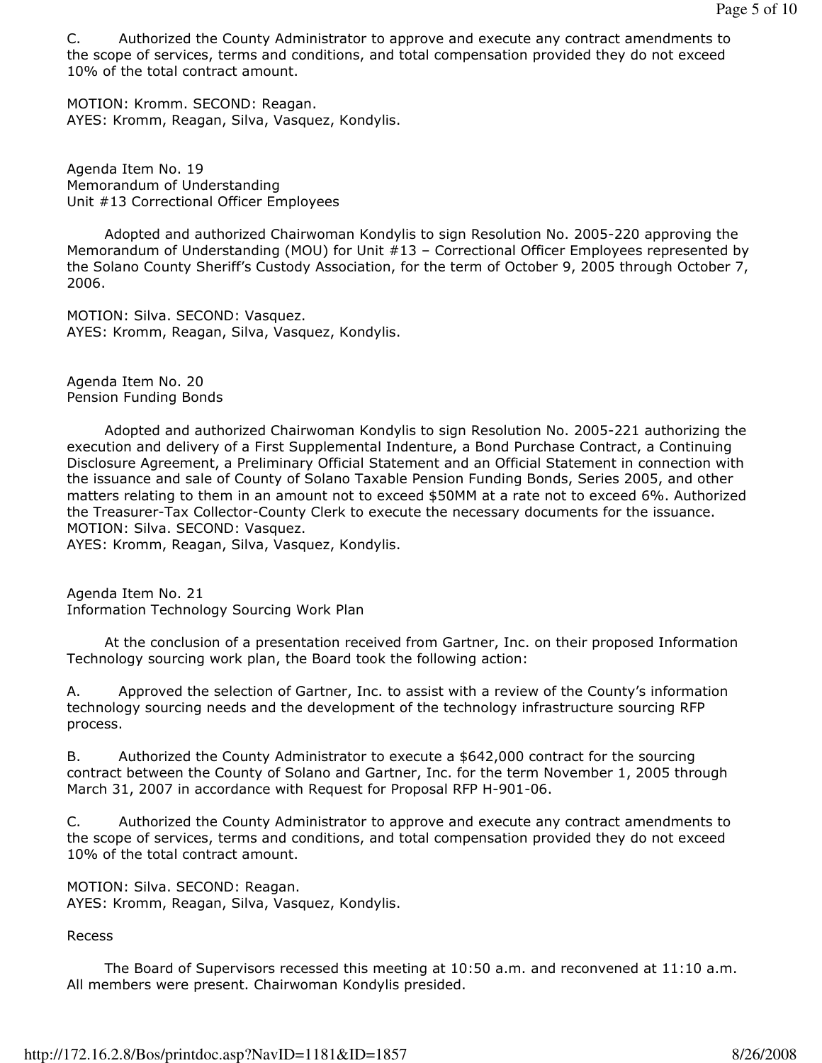C. Authorized the County Administrator to approve and execute any contract amendments to the scope of services, terms and conditions, and total compensation provided they do not exceed 10% of the total contract amount.

MOTION: Kromm. SECOND: Reagan.
AYES: Kromm, Reagan, Silva, Vasquez, Kondylis.

Agenda Item No. 19
Memorandum of Understanding
Unit #13 Correctional Officer Employees

Adopted and authorized Chairwoman Kondylis to sign Resolution No. 2005-220 approving the Memorandum of Understanding (MOU) for Unit #13 – Correctional Officer Employees represented by the Solano County Sheriff's Custody Association, for the term of October 9, 2005 through October 7, 2006.

MOTION: Silva. SECOND: Vasquez.
AYES: Kromm, Reagan, Silva, Vasquez, Kondylis.

Agenda Item No. 20
Pension Funding Bonds

Adopted and authorized Chairwoman Kondylis to sign Resolution No. 2005-221 authorizing the execution and delivery of a First Supplemental Indenture, a Bond Purchase Contract, a Continuing Disclosure Agreement, a Preliminary Official Statement and an Official Statement in connection with the issuance and sale of County of Solano Taxable Pension Funding Bonds, Series 2005, and other matters relating to them in an amount not to exceed $50MM at a rate not to exceed 6%. Authorized the Treasurer-Tax Collector-County Clerk to execute the necessary documents for the issuance.
MOTION: Silva. SECOND: Vasquez.
AYES: Kromm, Reagan, Silva, Vasquez, Kondylis.

Agenda Item No. 21
Information Technology Sourcing Work Plan

At the conclusion of a presentation received from Gartner, Inc. on their proposed Information Technology sourcing work plan, the Board took the following action:

A. Approved the selection of Gartner, Inc. to assist with a review of the County's information technology sourcing needs and the development of the technology infrastructure sourcing RFP process.

B. Authorized the County Administrator to execute a $642,000 contract for the sourcing contract between the County of Solano and Gartner, Inc. for the term November 1, 2005 through March 31, 2007 in accordance with Request for Proposal RFP H-901-06.

C. Authorized the County Administrator to approve and execute any contract amendments to the scope of services, terms and conditions, and total compensation provided they do not exceed 10% of the total contract amount.

MOTION: Silva. SECOND: Reagan.
AYES: Kromm, Reagan, Silva, Vasquez, Kondylis.

Recess

The Board of Supervisors recessed this meeting at 10:50 a.m. and reconvened at 11:10 a.m. All members were present. Chairwoman Kondylis presided.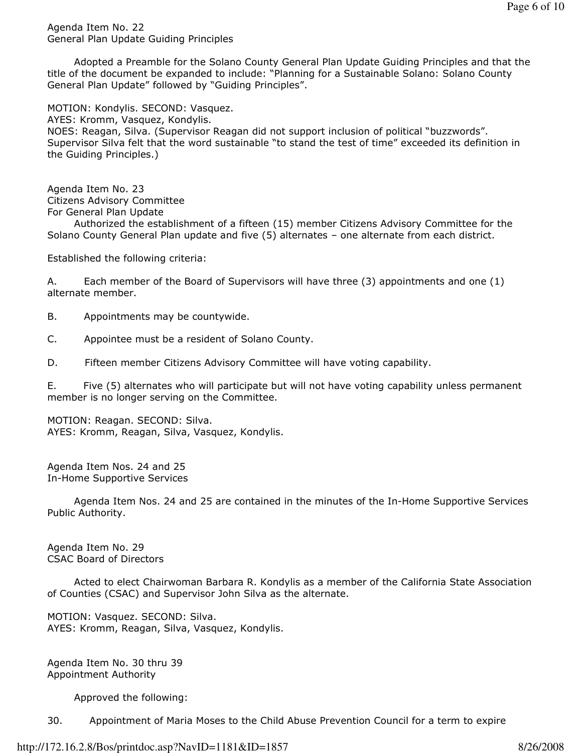Agenda Item No. 22
General Plan Update Guiding Principles

Adopted a Preamble for the Solano County General Plan Update Guiding Principles and that the title of the document be expanded to include: "Planning for a Sustainable Solano: Solano County General Plan Update" followed by "Guiding Principles".

MOTION: Kondylis. SECOND: Vasquez.
AYES: Kromm, Vasquez, Kondylis.
NOES: Reagan, Silva. (Supervisor Reagan did not support inclusion of political "buzzwords". Supervisor Silva felt that the word sustainable "to stand the test of time" exceeded its definition in the Guiding Principles.)

Agenda Item No. 23
Citizens Advisory Committee
For General Plan Update

Authorized the establishment of a fifteen (15) member Citizens Advisory Committee for the Solano County General Plan update and five (5) alternates – one alternate from each district.

Established the following criteria:

A. Each member of the Board of Supervisors will have three (3) appointments and one (1) alternate member.

B. Appointments may be countywide.

C. Appointee must be a resident of Solano County.

D. Fifteen member Citizens Advisory Committee will have voting capability.

E. Five (5) alternates who will participate but will not have voting capability unless permanent member is no longer serving on the Committee.

MOTION: Reagan. SECOND: Silva.
AYES: Kromm, Reagan, Silva, Vasquez, Kondylis.

Agenda Item Nos. 24 and 25
In-Home Supportive Services

Agenda Item Nos. 24 and 25 are contained in the minutes of the In-Home Supportive Services Public Authority.

Agenda Item No. 29
CSAC Board of Directors

Acted to elect Chairwoman Barbara R. Kondylis as a member of the California State Association of Counties (CSAC) and Supervisor John Silva as the alternate.

MOTION: Vasquez. SECOND: Silva.
AYES: Kromm, Reagan, Silva, Vasquez, Kondylis.

Agenda Item No. 30 thru 39
Appointment Authority

Approved the following:

30. Appointment of Maria Moses to the Child Abuse Prevention Council for a term to expire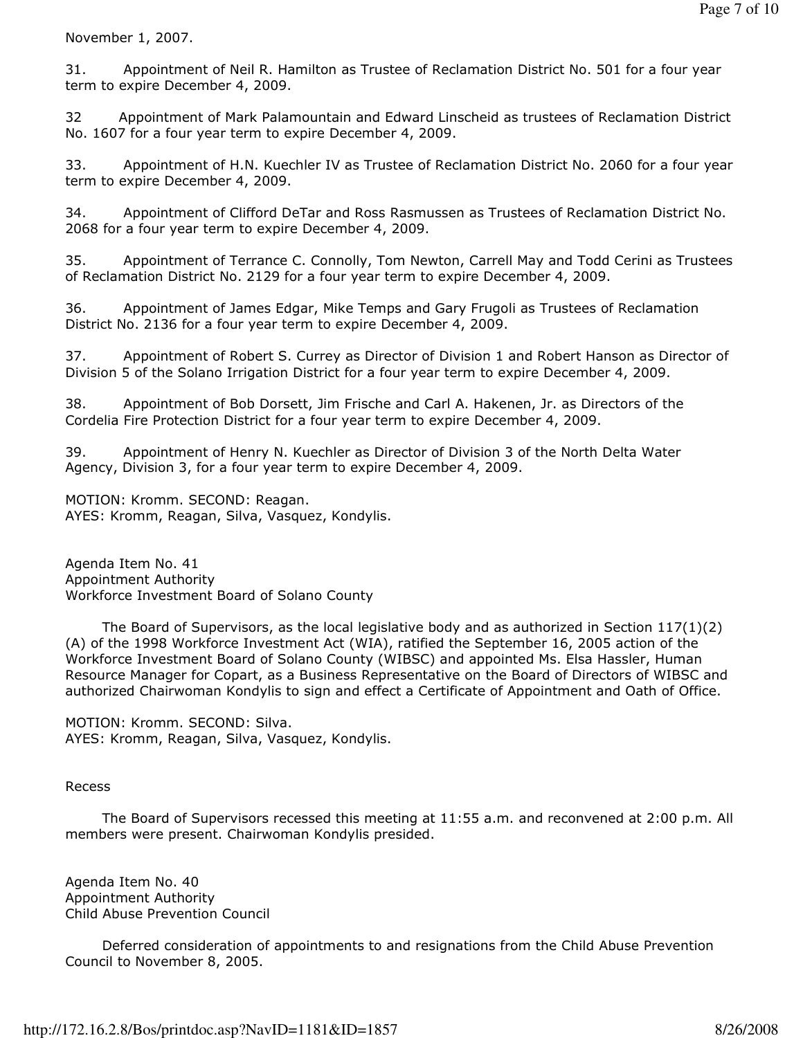November 1, 2007.

31. Appointment of Neil R. Hamilton as Trustee of Reclamation District No. 501 for a four year term to expire December 4, 2009.

32 Appointment of Mark Palamountain and Edward Linscheid as trustees of Reclamation District No. 1607 for a four year term to expire December 4, 2009.

33. Appointment of H.N. Kuechler IV as Trustee of Reclamation District No. 2060 for a four year term to expire December 4, 2009.

34. Appointment of Clifford DeTar and Ross Rasmussen as Trustees of Reclamation District No. 2068 for a four year term to expire December 4, 2009.

35. Appointment of Terrance C. Connolly, Tom Newton, Carrell May and Todd Cerini as Trustees of Reclamation District No. 2129 for a four year term to expire December 4, 2009.

36. Appointment of James Edgar, Mike Temps and Gary Frugoli as Trustees of Reclamation District No. 2136 for a four year term to expire December 4, 2009.

37. Appointment of Robert S. Currey as Director of Division 1 and Robert Hanson as Director of Division 5 of the Solano Irrigation District for a four year term to expire December 4, 2009.

38. Appointment of Bob Dorsett, Jim Frische and Carl A. Hakenen, Jr. as Directors of the Cordelia Fire Protection District for a four year term to expire December 4, 2009.

39. Appointment of Henry N. Kuechler as Director of Division 3 of the North Delta Water Agency, Division 3, for a four year term to expire December 4, 2009.

MOTION: Kromm. SECOND: Reagan.
AYES: Kromm, Reagan, Silva, Vasquez, Kondylis.

Agenda Item No. 41
Appointment Authority
Workforce Investment Board of Solano County

The Board of Supervisors, as the local legislative body and as authorized in Section 117(1)(2)(A) of the 1998 Workforce Investment Act (WIA), ratified the September 16, 2005 action of the Workforce Investment Board of Solano County (WIBSC) and appointed Ms. Elsa Hassler, Human Resource Manager for Copart, as a Business Representative on the Board of Directors of WIBSC and authorized Chairwoman Kondylis to sign and effect a Certificate of Appointment and Oath of Office.

MOTION: Kromm. SECOND: Silva.
AYES: Kromm, Reagan, Silva, Vasquez, Kondylis.

Recess

The Board of Supervisors recessed this meeting at 11:55 a.m. and reconvened at 2:00 p.m. All members were present. Chairwoman Kondylis presided.

Agenda Item No. 40
Appointment Authority
Child Abuse Prevention Council

Deferred consideration of appointments to and resignations from the Child Abuse Prevention Council to November 8, 2005.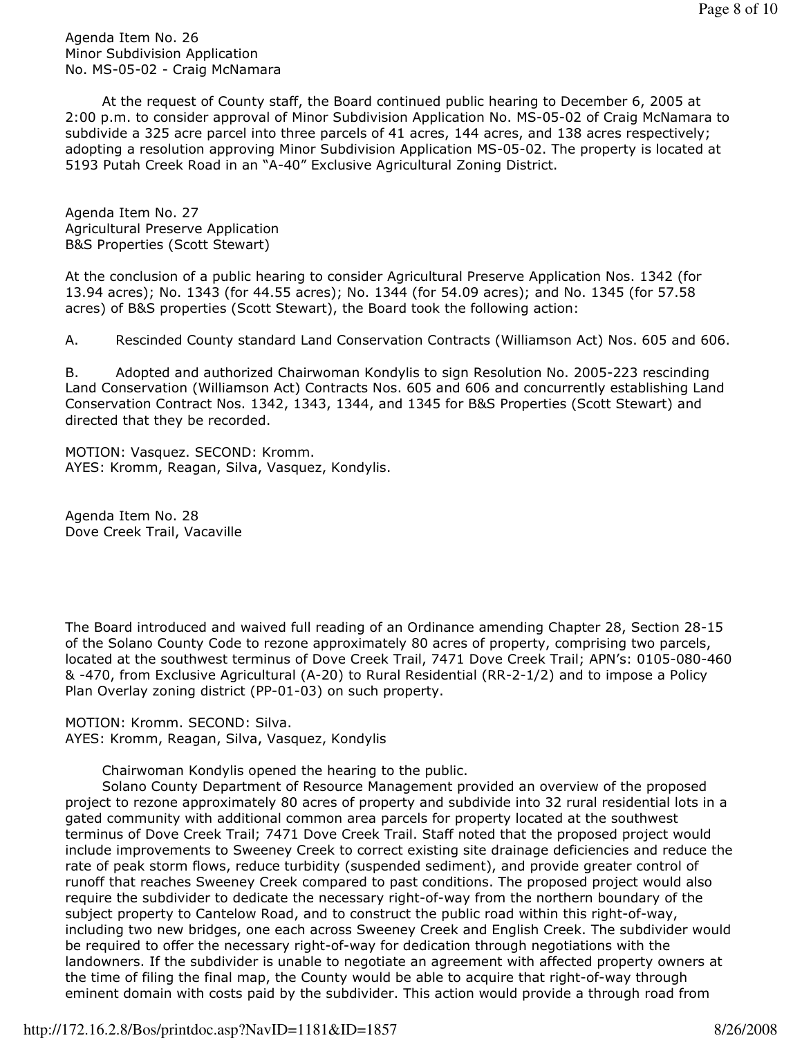Agenda Item No. 26
Minor Subdivision Application
No. MS-05-02 - Craig McNamara

At the request of County staff, the Board continued public hearing to December 6, 2005 at 2:00 p.m. to consider approval of Minor Subdivision Application No. MS-05-02 of Craig McNamara to subdivide a 325 acre parcel into three parcels of 41 acres, 144 acres, and 138 acres respectively; adopting a resolution approving Minor Subdivision Application MS-05-02. The property is located at 5193 Putah Creek Road in an "A-40" Exclusive Agricultural Zoning District.

Agenda Item No. 27
Agricultural Preserve Application
B&S Properties (Scott Stewart)

At the conclusion of a public hearing to consider Agricultural Preserve Application Nos. 1342 (for 13.94 acres); No. 1343 (for 44.55 acres); No. 1344 (for 54.09 acres); and No. 1345 (for 57.58 acres) of B&S properties (Scott Stewart), the Board took the following action:

A. Rescinded County standard Land Conservation Contracts (Williamson Act) Nos. 605 and 606.

B. Adopted and authorized Chairwoman Kondylis to sign Resolution No. 2005-223 rescinding Land Conservation (Williamson Act) Contracts Nos. 605 and 606 and concurrently establishing Land Conservation Contract Nos. 1342, 1343, 1344, and 1345 for B&S Properties (Scott Stewart) and directed that they be recorded.

MOTION: Vasquez. SECOND: Kromm.
AYES: Kromm, Reagan, Silva, Vasquez, Kondylis.

Agenda Item No. 28
Dove Creek Trail, Vacaville

The Board introduced and waived full reading of an Ordinance amending Chapter 28, Section 28-15 of the Solano County Code to rezone approximately 80 acres of property, comprising two parcels, located at the southwest terminus of Dove Creek Trail, 7471 Dove Creek Trail; APN's: 0105-080-460 & -470, from Exclusive Agricultural (A-20) to Rural Residential (RR-2-1/2) and to impose a Policy Plan Overlay zoning district (PP-01-03) on such property.

MOTION: Kromm. SECOND: Silva.
AYES: Kromm, Reagan, Silva, Vasquez, Kondylis

Chairwoman Kondylis opened the hearing to the public.

Solano County Department of Resource Management provided an overview of the proposed project to rezone approximately 80 acres of property and subdivide into 32 rural residential lots in a gated community with additional common area parcels for property located at the southwest terminus of Dove Creek Trail; 7471 Dove Creek Trail. Staff noted that the proposed project would include improvements to Sweeney Creek to correct existing site drainage deficiencies and reduce the rate of peak storm flows, reduce turbidity (suspended sediment), and provide greater control of runoff that reaches Sweeney Creek compared to past conditions. The proposed project would also require the subdivider to dedicate the necessary right-of-way from the northern boundary of the subject property to Cantelow Road, and to construct the public road within this right-of-way, including two new bridges, one each across Sweeney Creek and English Creek. The subdivider would be required to offer the necessary right-of-way for dedication through negotiations with the landowners. If the subdivider is unable to negotiate an agreement with affected property owners at the time of filing the final map, the County would be able to acquire that right-of-way through eminent domain with costs paid by the subdivider. This action would provide a through road from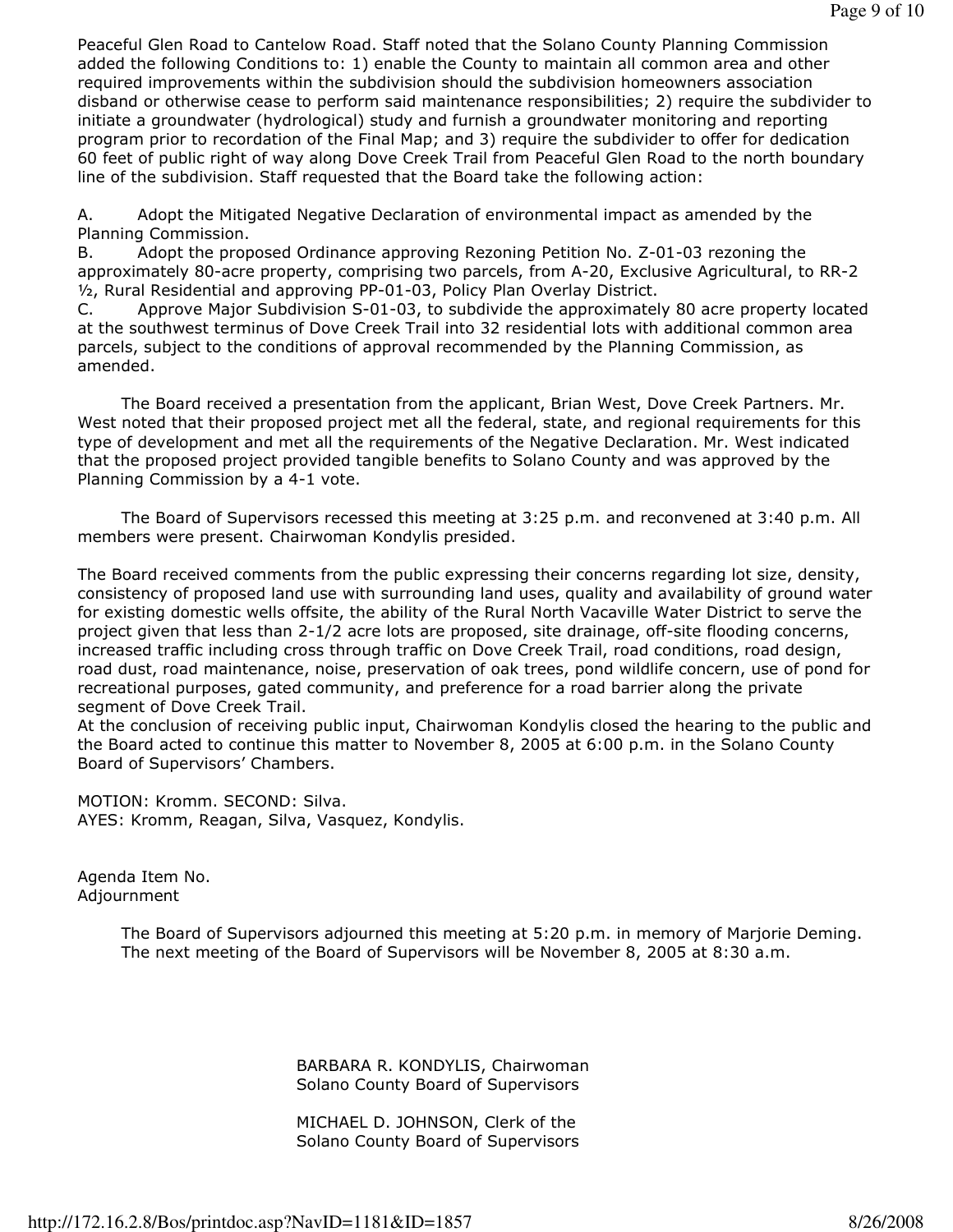Peaceful Glen Road to Cantelow Road. Staff noted that the Solano County Planning Commission added the following Conditions to: 1) enable the County to maintain all common area and other required improvements within the subdivision should the subdivision homeowners association disband or otherwise cease to perform said maintenance responsibilities; 2) require the subdivider to initiate a groundwater (hydrological) study and furnish a groundwater monitoring and reporting program prior to recordation of the Final Map; and 3) require the subdivider to offer for dedication 60 feet of public right of way along Dove Creek Trail from Peaceful Glen Road to the north boundary line of the subdivision. Staff requested that the Board take the following action:

A. Adopt the Mitigated Negative Declaration of environmental impact as amended by the Planning Commission.
B. Adopt the proposed Ordinance approving Rezoning Petition No. Z-01-03 rezoning the approximately 80-acre property, comprising two parcels, from A-20, Exclusive Agricultural, to RR-2 ½, Rural Residential and approving PP-01-03, Policy Plan Overlay District.
C. Approve Major Subdivision S-01-03, to subdivide the approximately 80 acre property located at the southwest terminus of Dove Creek Trail into 32 residential lots with additional common area parcels, subject to the conditions of approval recommended by the Planning Commission, as amended.

The Board received a presentation from the applicant, Brian West, Dove Creek Partners. Mr. West noted that their proposed project met all the federal, state, and regional requirements for this type of development and met all the requirements of the Negative Declaration. Mr. West indicated that the proposed project provided tangible benefits to Solano County and was approved by the Planning Commission by a 4-1 vote.

The Board of Supervisors recessed this meeting at 3:25 p.m. and reconvened at 3:40 p.m. All members were present. Chairwoman Kondylis presided.

The Board received comments from the public expressing their concerns regarding lot size, density, consistency of proposed land use with surrounding land uses, quality and availability of ground water for existing domestic wells offsite, the ability of the Rural North Vacaville Water District to serve the project given that less than 2-1/2 acre lots are proposed, site drainage, off-site flooding concerns, increased traffic including cross through traffic on Dove Creek Trail, road conditions, road design, road dust, road maintenance, noise, preservation of oak trees, pond wildlife concern, use of pond for recreational purposes, gated community, and preference for a road barrier along the private segment of Dove Creek Trail.
At the conclusion of receiving public input, Chairwoman Kondylis closed the hearing to the public and the Board acted to continue this matter to November 8, 2005 at 6:00 p.m. in the Solano County Board of Supervisors' Chambers.

MOTION: Kromm. SECOND: Silva.
AYES: Kromm, Reagan, Silva, Vasquez, Kondylis.

Agenda Item No.
Adjournment

The Board of Supervisors adjourned this meeting at 5:20 p.m. in memory of Marjorie Deming. The next meeting of the Board of Supervisors will be November 8, 2005 at 8:30 a.m.

BARBARA R. KONDYLIS, Chairwoman
Solano County Board of Supervisors

MICHAEL D. JOHNSON, Clerk of the
Solano County Board of Supervisors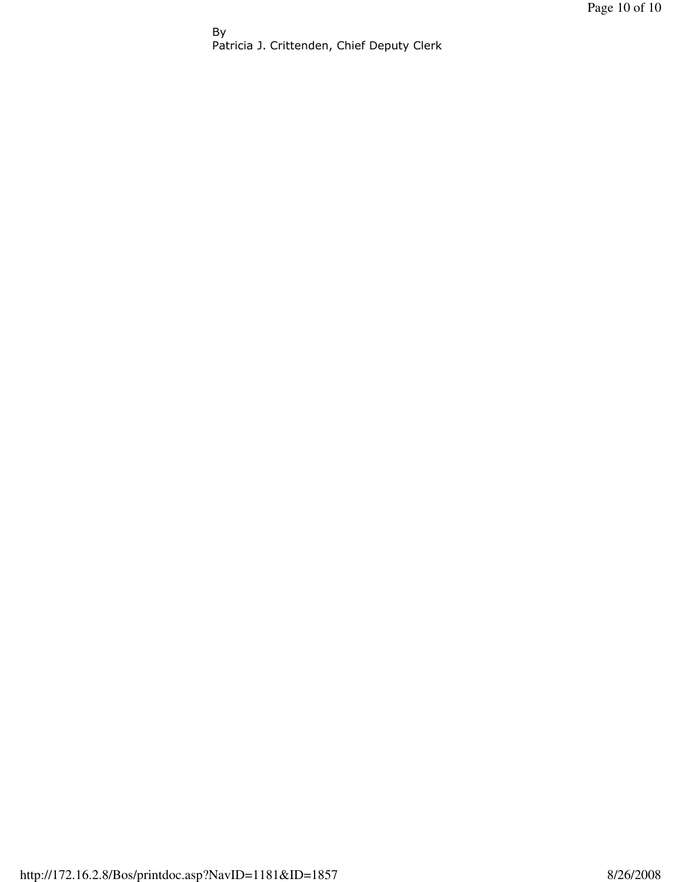By
Patricia J. Crittenden, Chief Deputy Clerk